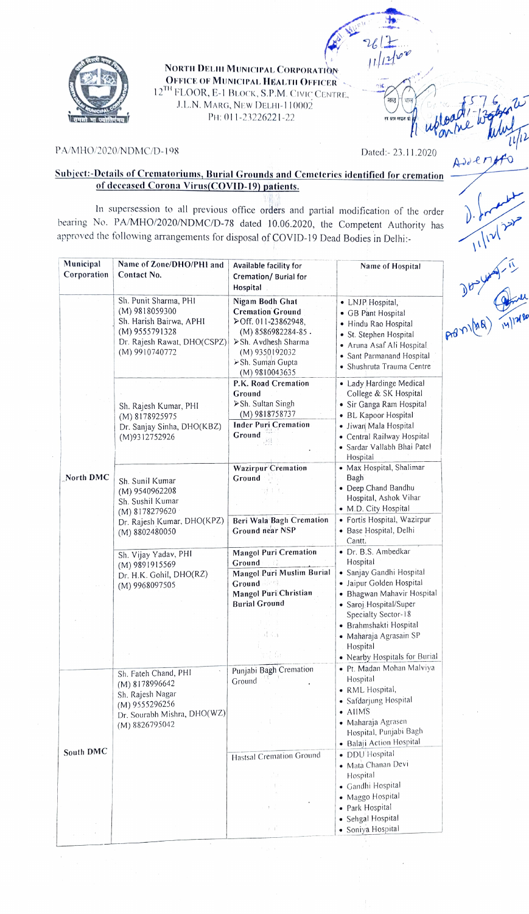NORTH DELHI MUNICIPAL CORPORATION
OFFICE OF MUNICIPAL HEALTH OFFICER
12[TH] FLOOR, E-1 BLOCK, S.P.M. CIVIC CENTRE,
J.L.N. MARG, NEW DELHI-110002
PH: 011-23226221-22

PA/MHO/2020/NDMC/D-198 Dated:- 23.11.2020

**Subject:-Details of Crematoriums, Burial Grounds and Cemeteries identified for cremation of deceased Corona Virus(COVID-19) patients.**

In supersession to all previous office orders and partial modification of the order bearing No. PA/MHO/2020/NDMC/D-78 dated 10.06.2020, the Competent Authority has approved the following arrangements for disposal of COVID-19 Dead Bodies in Delhi:-

| Municipal Corporation | Name of Zone/DHO/PHI and Contact No. | Available facility for Cremation/ Burial for Hospital | Name of Hospital |
|---|---|---|---|
| North DMC | Sh. Punit Sharma, PHI (M) 9818059300<br>Sh. Harish Bairwa, APHI (M) 9555791328<br>Dr. Rajesh Rawat, DHO(CSPZ) (M) 9910740772 | **Nigam Bodh Ghat Cremation Ground**<br>➢Off. 011-23862948, (M) 8586982284-85.<br>➢Sh. Avdhesh Sharma (M) 9350192032<br>➢Sh. Suman Gupta (M) 9810043635 | • LNJP Hospital,<br>• GB Pant Hospital<br>• Hindu Rao Hospital<br>• St. Stephen Hospital<br>• Aruna Asaf Ali Hospital<br>• Sant Parmanand Hospital<br>• Shushruta Trauma Centre |
| | Sh. Rajesh Kumar, PHI (M) 8178925975<br>Dr. Sanjay Sinha, DHO(KBZ) (M)9312752926 | **P.K. Road Cremation Ground**<br>➢Sh. Sultan Singh (M) 9818758737<br>**Inder Puri Cremation Ground** | • Lady Hardinge Medical College & SK Hospital<br>• Sir Ganga Ram Hospital<br>• BL Kapoor Hospital<br>• Jiwan Mala Hospital<br>• Central Railway Hospital<br>• Sardar Vallabh Bhai Patel Hospital |
| | Sh. Sunil Kumar (M) 9540962208<br>Sh. Sushil Kumar (M) 8178279620<br>Dr. Rajesh Kumar, DHO(KPZ) (M) 8802480050 | **Wazirpur Cremation Ground** | • Max Hospital, Shalimar Bagh<br>• Deep Chand Bandhu Hospital, Ashok Vihar<br>• M.D. City Hospital |
| | | **Beri Wala Bagh Cremation Ground near NSP** | • Fortis Hospital, Wazirpur<br>• Base Hospital, Delhi Cantt. |
| | Sh. Vijay Yadav, PHI (M) 9891915569<br>Dr. H.K. Gohil, DHO(RZ) (M) 9968097505 | **Mangol Puri Cremation Ground**<br>**Mangol Puri Muslim Burial Ground**<br>**Mangol Puri Christian Burial Ground** | • Dr. B.S. Ambedkar Hospital<br>• Sanjay Gandhi Hospital<br>• Jaipur Golden Hospital<br>• Bhagwan Mahavir Hospital<br>• Saroj Hospital/Super Specialty Sector-18<br>• Brahmshakti Hospital<br>• Maharaja Agrasain SP Hospital<br>• Nearby Hospitals for Burial |
| South DMC | Sh. Fateh Chand, PHI (M) 8178996642<br>Sh. Rajesh Nagar (M) 9555296256<br>Dr. Sourabh Mishra, DHO(WZ) (M) 8826795042 | Punjabi Bagh Cremation Ground | • Pt. Madan Mohan Malviya Hospital<br>• RML Hospital,<br>• Safdarjung Hospital<br>• AIIMS<br>• Maharaja Agrasen Hospital, Punjabi Bagh<br>• Balaji Action Hospital |
| | | Hastsal Cremation Ground | • DDU Hospital<br>• Mata Chanan Devi Hospital<br>• Gandhi Hospital<br>• Maggo Hospital<br>• Park Hospital<br>• Sehgal Hospital<br>• Soniya Hospital |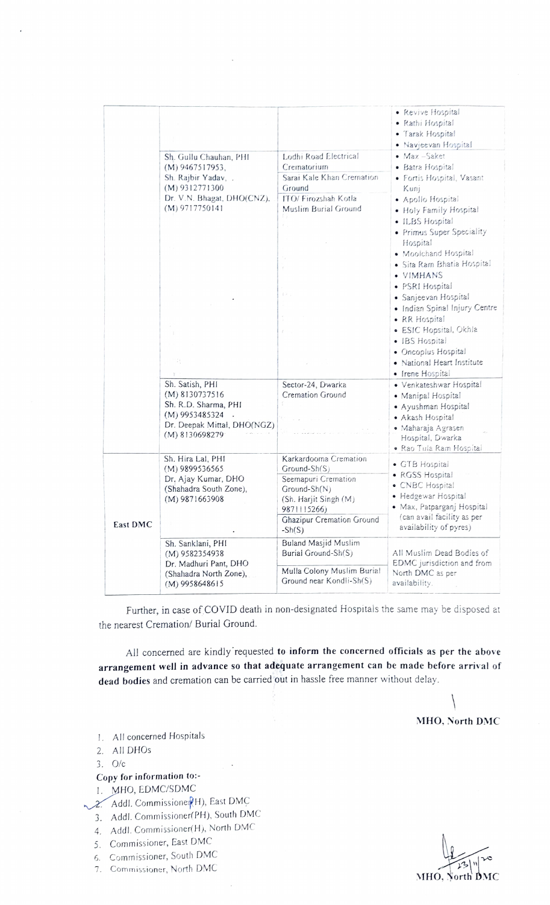| | | | |
|---|---|---|---|
| | | | • Revive Hospital<br>• Rathi Hospital<br>• Tarak Hospital<br>• Navjeevan Hospital |
| | Sh. Gullu Chauhan, PHI<br>(M) 9467517953,<br>Sh. Rajbir Yadav, .<br>(M) 9312771300<br>Dr. V.N. Bhagat, DHO(CNZ),<br>(M) 9717750141 | Lodhi Road Electrical Crematorium<br>Sarai Kale Khan Cremation Ground<br>ITO/ Firozshah Kotla Muslim Burial Ground | • Max –Saket<br>• Batra Hospital<br>• Fortis Hospital, Vasant Kunj<br>• Apollo Hospital<br>• Holy Family Hospital<br>• ILBS Hospital<br>• Primus Super Speciality Hospital<br>• Moolchand Hospital<br>• Sita Ram Bhatia Hospital<br>• VIMHANS<br>• PSRI Hospital<br>• Sanjeevan Hospital<br>• Indian Spinal Injury Centre<br>• RR Hospital<br>• ESIC Hopsital, Okhla<br>• IBS Hospital<br>• Oncoplus Hospital<br>• National Heart Institute<br>• Irene Hospital |
| | Sh. Satish, PHI<br>(M) 8130737516<br>Sh. R.D. Sharma, PHI<br>(M) 9953485324 .<br>Dr. Deepak Mittal, DHO(NGZ)<br>(M) 8130698279 | Sector-24, Dwarka Cremation Ground | • Venkateshwar Hospital<br>• Manipal Hospital<br>• Ayushman Hospital<br>• Akash Hospital<br>• Maharaja Agrasen Hospital, Dwarka<br>• Rao Tula Ram Hospital |
| East DMC | Sh. Hira Lal, PHI<br>(M) 9899536565<br>Dr. Ajay Kumar, DHO<br>(Shahadra South Zone),<br>(M) 9871663908 | Karkardooma Cremation Ground-Sh(S)<br>Seemapuri Cremation Ground-Sh(N)<br>(Sh. Harjit Singh (M) 9871115266)<br>Ghazipur Cremation Ground -Sh(S) | • GTB Hospital<br>• RGSS Hospital<br>• CNBC Hospital<br>• Hedgewar Hospital<br>• Max, Patparganj Hospital (can avail facility as per availability of pyres) |
| | Sh. Sanklani, PHI<br>(M) 9582354938<br>Dr. Madhuri Pant, DHO<br>(Shahadra North Zone),<br>(M) 9958648615 | Buland Masjid Muslim Burial Ground-Sh(S)<br>Mulla Colony Muslim Burial Ground near Kondli-Sh(S) | All Muslim Dead Bodies of EDMC jurisdiction and from North DMC as per availability. |

Further, in case of COVID death in non-designated Hospitals the same may be disposed at the nearest Cremation/ Burial Ground.

All concerned are kindly requested **to inform the concerned officials as per the above arrangement well in advance so that adequate arrangement can be made before arrival of dead bodies** and cremation can be carried out in hassle free manner without delay.

**MHO, North DMC**

1. All concerned Hospitals
2. All DHOs
3. O/c

**Copy for information to:-**

1. MHO, EDMC/SDMC
2. Addl. Commissioner(PH), East DMC
3. Addl. Commissioner(PH), South DMC
4. Addl. Commissioner(H), North DMC
5. Commissioner, East DMC
6. Commissioner, South DMC
7. Commissioner, North DMC

23/11/20

MHO, North DMC